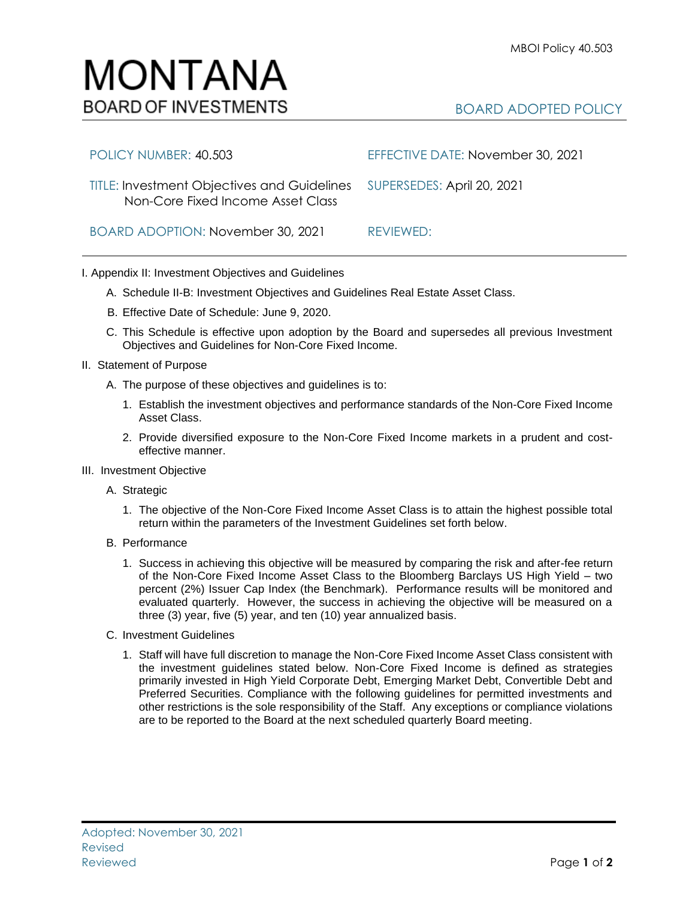# MONTANA
## BOARD OF INVESTMENTS

BOARD ADOPTED POLICY

| | |
|---|---|
| POLICY NUMBER: 40.503 | EFFECTIVE DATE: November 30, 2021 |
| TITLE: Investment Objectives and Guidelines Non-Core Fixed Income Asset Class | SUPERSEDES: April 20, 2021 |
| BOARD ADOPTION: November 30, 2021 | REVIEWED: |

I. Appendix II: Investment Objectives and Guidelines

   A. Schedule II-B: Investment Objectives and Guidelines Real Estate Asset Class.

   B. Effective Date of Schedule: June 9, 2020.

   C. This Schedule is effective upon adoption by the Board and supersedes all previous Investment Objectives and Guidelines for Non-Core Fixed Income.

II. Statement of Purpose

   A. The purpose of these objectives and guidelines is to:

      1. Establish the investment objectives and performance standards of the Non-Core Fixed Income Asset Class.

      2. Provide diversified exposure to the Non-Core Fixed Income markets in a prudent and cost-effective manner.

III. Investment Objective

   A. Strategic

      1. The objective of the Non-Core Fixed Income Asset Class is to attain the highest possible total return within the parameters of the Investment Guidelines set forth below.

   B. Performance

      1. Success in achieving this objective will be measured by comparing the risk and after-fee return of the Non-Core Fixed Income Asset Class to the Bloomberg Barclays US High Yield – two percent (2%) Issuer Cap Index (the Benchmark). Performance results will be monitored and evaluated quarterly. However, the success in achieving the objective will be measured on a three (3) year, five (5) year, and ten (10) year annualized basis.

   C. Investment Guidelines

      1. Staff will have full discretion to manage the Non-Core Fixed Income Asset Class consistent with the investment guidelines stated below. Non-Core Fixed Income is defined as strategies primarily invested in High Yield Corporate Debt, Emerging Market Debt, Convertible Debt and Preferred Securities. Compliance with the following guidelines for permitted investments and other restrictions is the sole responsibility of the Staff. Any exceptions or compliance violations are to be reported to the Board at the next scheduled quarterly Board meeting.

Adopted: November 30, 2021
Revised
Reviewed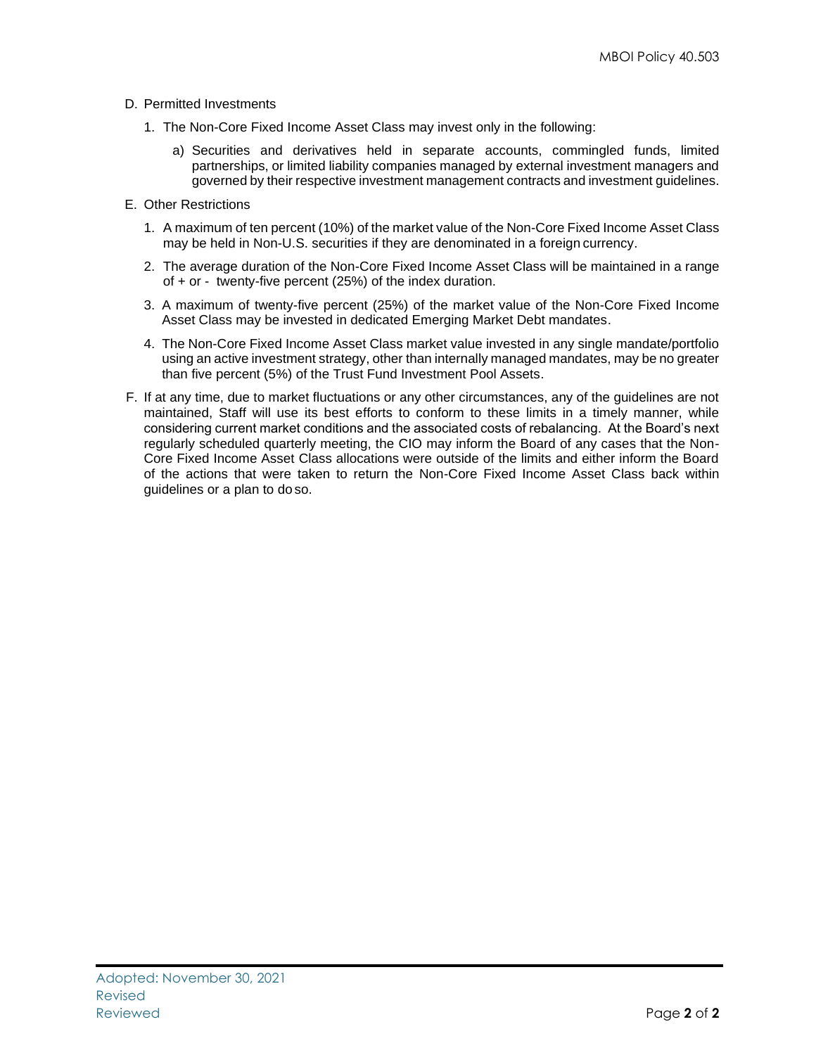D. Permitted Investments

1. The Non-Core Fixed Income Asset Class may invest only in the following:

   a) Securities and derivatives held in separate accounts, commingled funds, limited partnerships, or limited liability companies managed by external investment managers and governed by their respective investment management contracts and investment guidelines.

E. Other Restrictions

1. A maximum of ten percent (10%) of the market value of the Non-Core Fixed Income Asset Class may be held in Non-U.S. securities if they are denominated in a foreign currency.

2. The average duration of the Non-Core Fixed Income Asset Class will be maintained in a range of + or - twenty-five percent (25%) of the index duration.

3. A maximum of twenty-five percent (25%) of the market value of the Non-Core Fixed Income Asset Class may be invested in dedicated Emerging Market Debt mandates.

4. The Non-Core Fixed Income Asset Class market value invested in any single mandate/portfolio using an active investment strategy, other than internally managed mandates, may be no greater than five percent (5%) of the Trust Fund Investment Pool Assets.

F. If at any time, due to market fluctuations or any other circumstances, any of the guidelines are not maintained, Staff will use its best efforts to conform to these limits in a timely manner, while considering current market conditions and the associated costs of rebalancing. At the Board's next regularly scheduled quarterly meeting, the CIO may inform the Board of any cases that the Non-Core Fixed Income Asset Class allocations were outside of the limits and either inform the Board of the actions that were taken to return the Non-Core Fixed Income Asset Class back within guidelines or a plan to do so.

Adopted: November 30, 2021
Revised
Reviewed